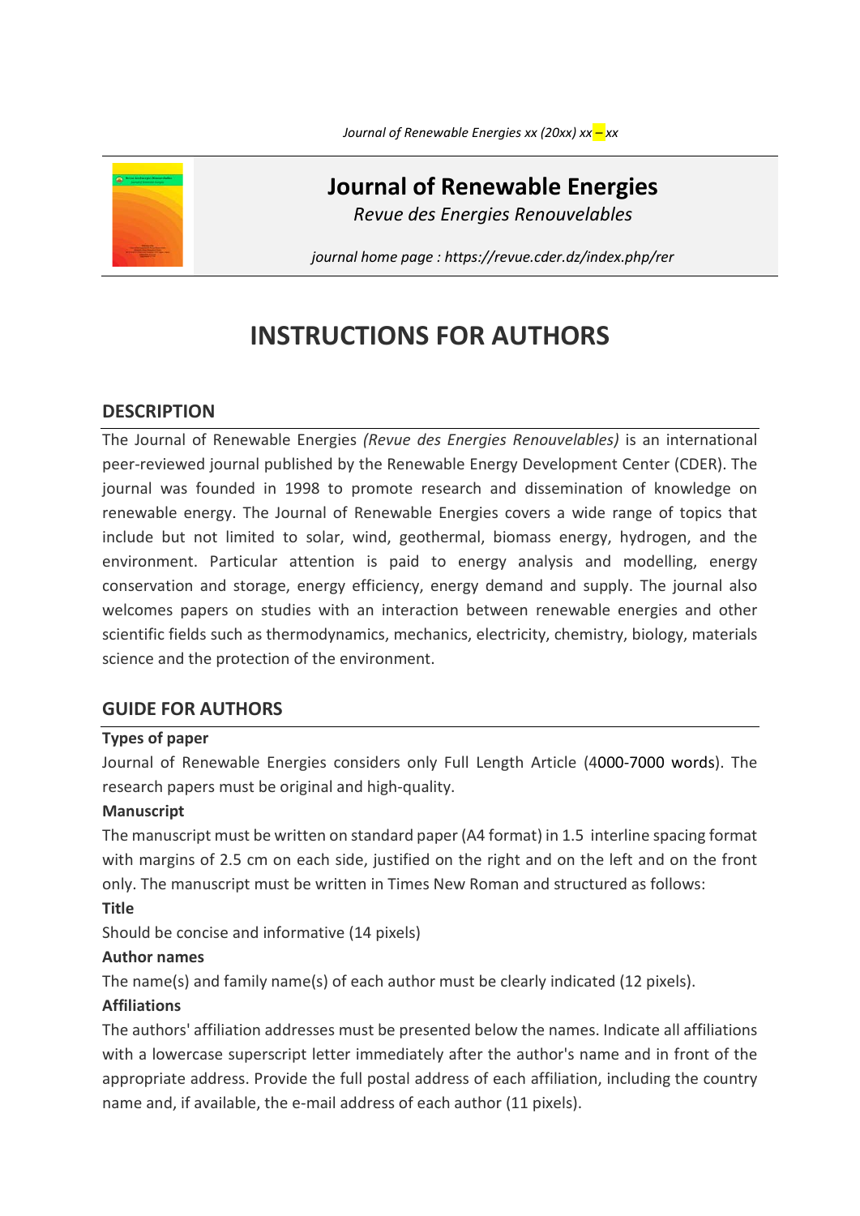## Journal of Renewable Energies

*Revue des Energies Renouvelables*

*journal home page : https://revue.cder.dz/index.php/rer*

# INSTRUCTIONS FOR AUTHORS

## DESCRIPTION

The Journal of Renewable Energies *(Revue des Energies Renouvelables)* is an international peer-reviewed journal published by the Renewable Energy Development Center (CDER). The journal was founded in 1998 to promote research and dissemination of knowledge on renewable energy. The Journal of Renewable Energies covers a wide range of topics that include but not limited to solar, wind, geothermal, biomass energy, hydrogen, and the environment. Particular attention is paid to energy analysis and modelling, energy conservation and storage, energy efficiency, energy demand and supply. The journal also welcomes papers on studies with an interaction between renewable energies and other scientific fields such as thermodynamics, mechanics, electricity, chemistry, biology, materials science and the protection of the environment.

## GUIDE FOR AUTHORS

**Types of paper**

Journal of Renewable Energies considers only Full Length Article (4000-7000 words). The research papers must be original and high-quality.

**Manuscript**

The manuscript must be written on standard paper (A4 format) in 1.5 interline spacing format with margins of 2.5 cm on each side, justified on the right and on the left and on the front only. The manuscript must be written in Times New Roman and structured as follows:

**Title**

Should be concise and informative (14 pixels)

**Author names**

The name(s) and family name(s) of each author must be clearly indicated (12 pixels).

**Affiliations**

The authors' affiliation addresses must be presented below the names. Indicate all affiliations with a lowercase superscript letter immediately after the author's name and in front of the appropriate address. Provide the full postal address of each affiliation, including the country name and, if available, the e-mail address of each author (11 pixels).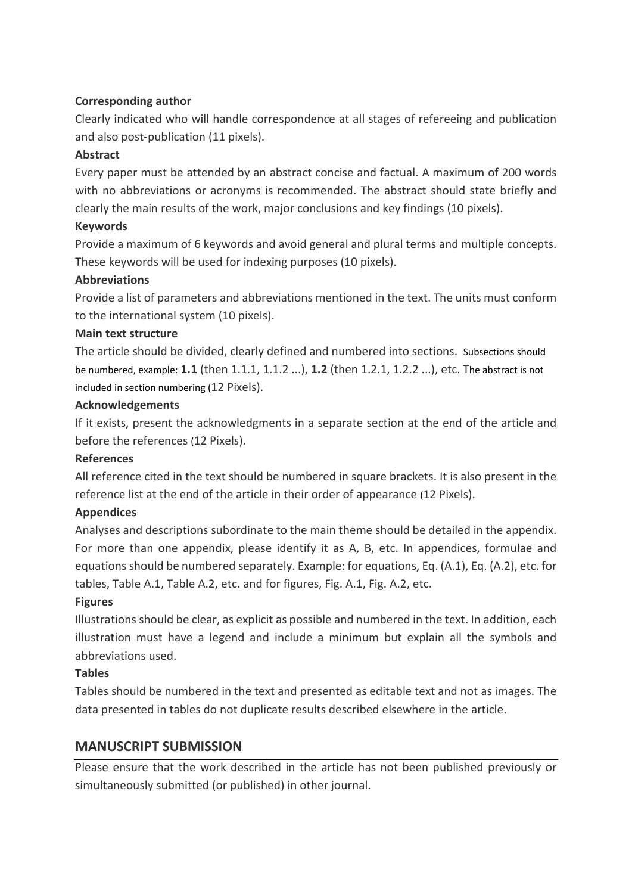**Corresponding author**

Clearly indicated who will handle correspondence at all stages of refereeing and publication and also post-publication (11 pixels).

**Abstract**

Every paper must be attended by an abstract concise and factual. A maximum of 200 words with no abbreviations or acronyms is recommended. The abstract should state briefly and clearly the main results of the work, major conclusions and key findings (10 pixels).

**Keywords**

Provide a maximum of 6 keywords and avoid general and plural terms and multiple concepts. These keywords will be used for indexing purposes (10 pixels).

**Abbreviations**

Provide a list of parameters and abbreviations mentioned in the text. The units must conform to the international system (10 pixels).

**Main text structure**

The article should be divided, clearly defined and numbered into sections. Subsections should be numbered, example: **1.1** (then 1.1.1, 1.1.2 ...), **1.2** (then 1.2.1, 1.2.2 ...), etc. The abstract is not included in section numbering (12 Pixels).

**Acknowledgements**

If it exists, present the acknowledgments in a separate section at the end of the article and before the references (12 Pixels).

**References**

All reference cited in the text should be numbered in square brackets. It is also present in the reference list at the end of the article in their order of appearance (12 Pixels).

**Appendices**

Analyses and descriptions subordinate to the main theme should be detailed in the appendix. For more than one appendix, please identify it as A, B, etc. In appendices, formulae and equations should be numbered separately. Example: for equations, Eq. (A.1), Eq. (A.2), etc. for tables, Table A.1, Table A.2, etc. and for figures, Fig. A.1, Fig. A.2, etc.

**Figures**

Illustrations should be clear, as explicit as possible and numbered in the text. In addition, each illustration must have a legend and include a minimum but explain all the symbols and abbreviations used.

**Tables**

Tables should be numbered in the text and presented as editable text and not as images. The data presented in tables do not duplicate results described elsewhere in the article.

## MANUSCRIPT SUBMISSION

Please ensure that the work described in the article has not been published previously or simultaneously submitted (or published) in other journal.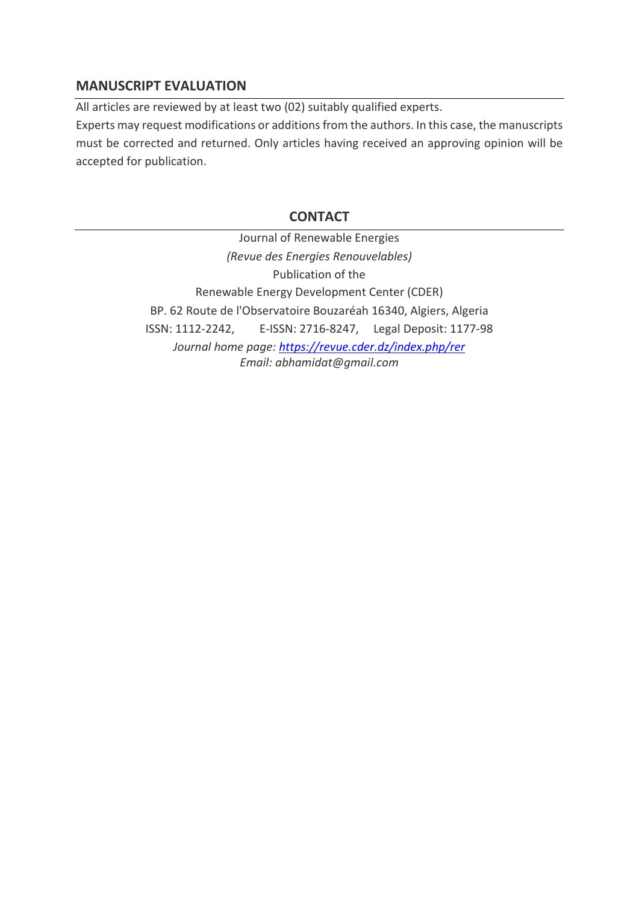## MANUSCRIPT EVALUATION

All articles are reviewed by at least two (02) suitably qualified experts.

Experts may request modifications or additions from the authors. In this case, the manuscripts must be corrected and returned. Only articles having received an approving opinion will be accepted for publication.

## CONTACT

Journal of Renewable Energies

*(Revue des Energies Renouvelables)*

Publication of the

Renewable Energy Development Center (CDER)

BP. 62 Route de l'Observatoire Bouzaréah 16340, Algiers, Algeria

ISSN: 1112-2242, E-ISSN: 2716-8247, Legal Deposit: 1177-98

*Journal home page: [https://revue.cder.dz/index.php/rer](https://revue.cder.dz/index.php/rer)*

*Email: abhamidat@gmail.com*